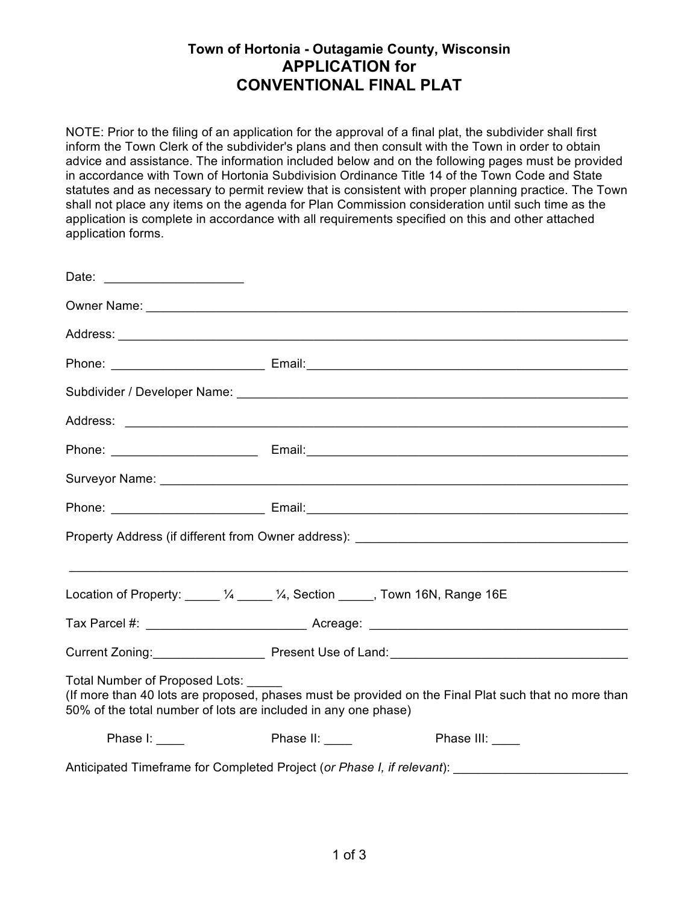**Town of Hortonia - Outagamie County, Wisconsin**

# APPLICATION for CONVENTIONAL FINAL PLAT

NOTE: Prior to the filing of an application for the approval of a final plat, the subdivider shall first inform the Town Clerk of the subdivider's plans and then consult with the Town in order to obtain advice and assistance. The information included below and on the following pages must be provided in accordance with Town of Hortonia Subdivision Ordinance Title 14 of the Town Code and State statutes and as necessary to permit review that is consistent with proper planning practice. The Town shall not place any items on the agenda for Plan Commission consideration until such time as the application is complete in accordance with all requirements specified on this and other attached application forms.

Date: ____________________

Owner Name: ______________________________________________________________________

Address: __________________________________________________________________________

Phone: ______________________ Email: _____________________________________________

Subdivider / Developer Name: ______________________________________________________

Address: __________________________________________________________________________

Phone: ______________________ Email: _____________________________________________

Surveyor Name: ____________________________________________________________________

Phone: ______________________ Email: _____________________________________________

Property Address (if different from Owner address): _______________________________________

__________________________________________________________________________________

Location of Property: _____ ¼ _____ ¼, Section _____, Town 16N, Range 16E

Tax Parcel #: ______________________ Acreage: _____________________________________

Current Zoning: ________________ Present Use of Land: _______________________________

Total Number of Proposed Lots: _____
(If more than 40 lots are proposed, phases must be provided on the Final Plat such that no more than 50% of the total number of lots are included in any one phase)

Phase I: ____ Phase II: ____ Phase III: ____

Anticipated Timeframe for Completed Project (*or Phase I, if relevant*): ________________________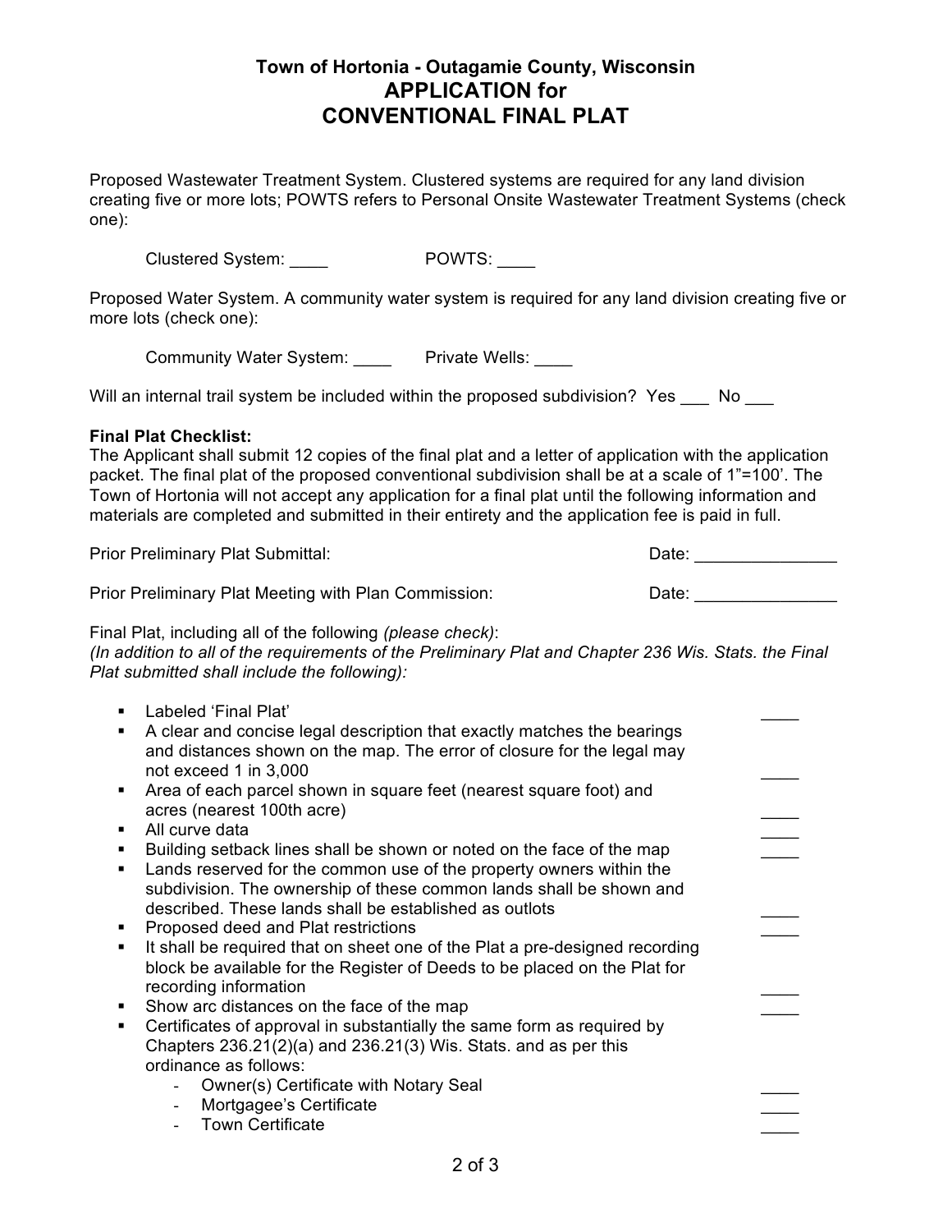# Town of Hortonia - Outagamie County, Wisconsin
## APPLICATION for CONVENTIONAL FINAL PLAT

Proposed Wastewater Treatment System. Clustered systems are required for any land division creating five or more lots; POWTS refers to Personal Onsite Wastewater Treatment Systems (check one):

Clustered System: ____ POWTS: ____

Proposed Water System. A community water system is required for any land division creating five or more lots (check one):

Community Water System: ____ Private Wells: ____

Will an internal trail system be included within the proposed subdivision? Yes ___ No ___

**Final Plat Checklist:**
The Applicant shall submit 12 copies of the final plat and a letter of application with the application packet. The final plat of the proposed conventional subdivision shall be at a scale of 1"=100'. The Town of Hortonia will not accept any application for a final plat until the following information and materials are completed and submitted in their entirety and the application fee is paid in full.

Prior Preliminary Plat Submittal: Date: _______________

Prior Preliminary Plat Meeting with Plan Commission: Date: _______________

Final Plat, including all of the following *(please check)*:
*(In addition to all of the requirements of the Preliminary Plat and Chapter 236 Wis. Stats. the Final Plat submitted shall include the following):*

- Labeled 'Final Plat' ____
- A clear and concise legal description that exactly matches the bearings and distances shown on the map. The error of closure for the legal may not exceed 1 in 3,000 ____
- Area of each parcel shown in square feet (nearest square foot) and acres (nearest 100th acre) ____
- All curve data ____
- Building setback lines shall be shown or noted on the face of the map ____
- Lands reserved for the common use of the property owners within the subdivision. The ownership of these common lands shall be shown and described. These lands shall be established as outlots ____
- Proposed deed and Plat restrictions ____
- It shall be required that on sheet one of the Plat a pre-designed recording block be available for the Register of Deeds to be placed on the Plat for recording information ____
- Show arc distances on the face of the map ____
- Certificates of approval in substantially the same form as required by Chapters 236.21(2)(a) and 236.21(3) Wis. Stats. and as per this ordinance as follows:
  - Owner(s) Certificate with Notary Seal ____
  - Mortgagee's Certificate ____
  - Town Certificate ____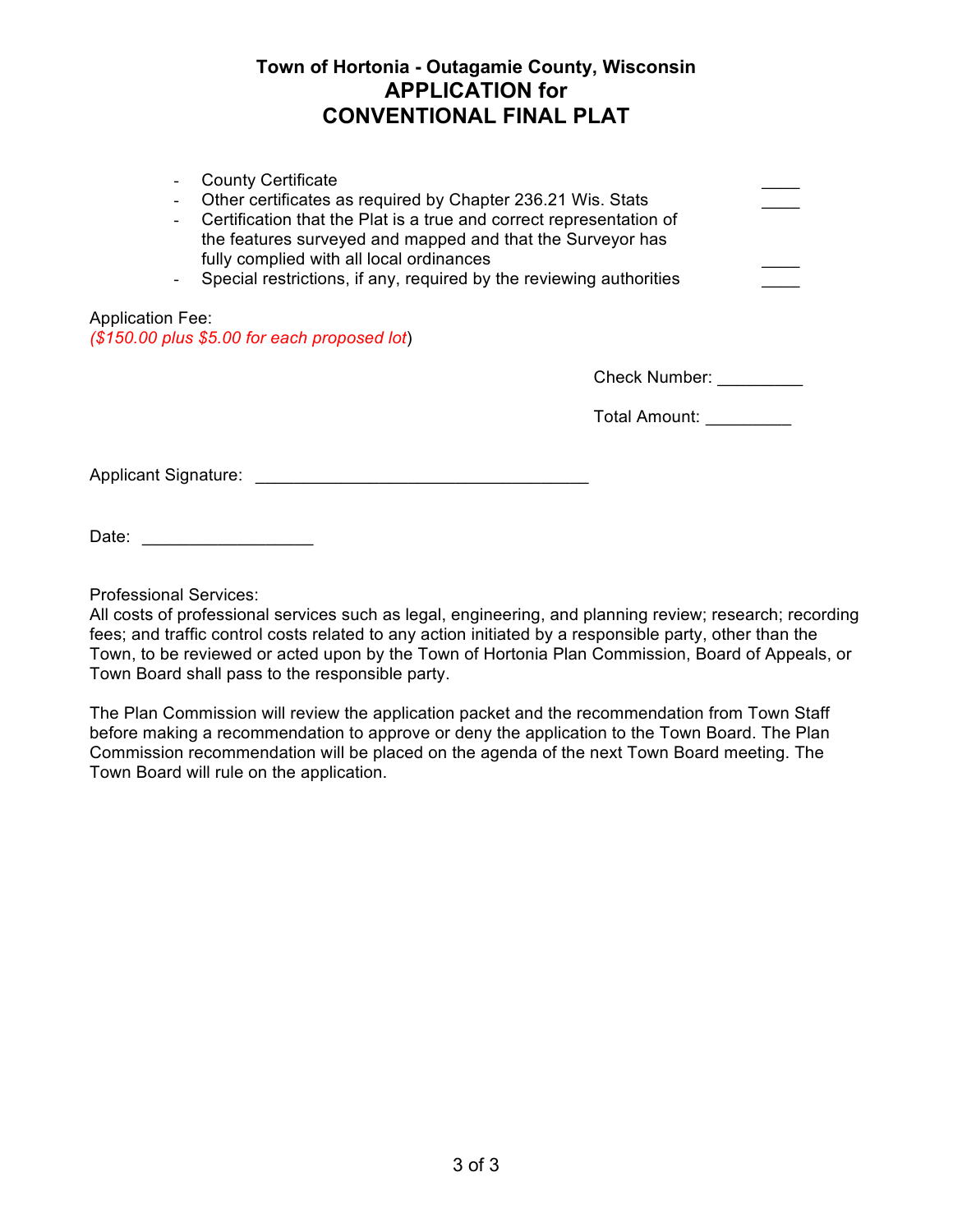**Town of Hortonia - Outagamie County, Wisconsin**

# APPLICATION for CONVENTIONAL FINAL PLAT

- County Certificate ____
- Other certificates as required by Chapter 236.21 Wis. Stats ____
- Certification that the Plat is a true and correct representation of the features surveyed and mapped and that the Surveyor has fully complied with all local ordinances ____
- Special restrictions, if any, required by the reviewing authorities ____

Application Fee:
*($150.00 plus $5.00 for each proposed lot*)

Check Number: _________

Total Amount: _________

Applicant Signature: ___________________________________

Date: __________________

Professional Services:
All costs of professional services such as legal, engineering, and planning review; research; recording fees; and traffic control costs related to any action initiated by a responsible party, other than the Town, to be reviewed or acted upon by the Town of Hortonia Plan Commission, Board of Appeals, or Town Board shall pass to the responsible party.

The Plan Commission will review the application packet and the recommendation from Town Staff before making a recommendation to approve or deny the application to the Town Board. The Plan Commission recommendation will be placed on the agenda of the next Town Board meeting. The Town Board will rule on the application.